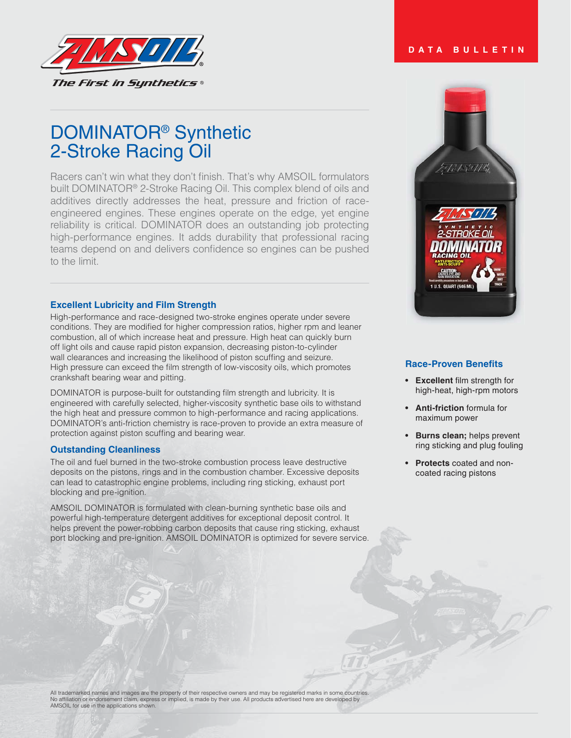DATA BULLETIN

# DOMINATOR® Synthetic 2-Stroke Racing Oil

Racers can't win what they don't finish. That's why AMSOIL formulators built DOMINATOR® 2-Stroke Racing Oil. This complex blend of oils and additives directly addresses the heat, pressure and friction of race-engineered engines. These engines operate on the edge, yet engine reliability is critical. DOMINATOR does an outstanding job protecting high-performance engines. It adds durability that professional racing teams depend on and delivers confidence so engines can be pushed to the limit.

## Excellent Lubricity and Film Strength

High-performance and race-designed two-stroke engines operate under severe conditions. They are modified for higher compression ratios, higher rpm and leaner combustion, all of which increase heat and pressure. High heat can quickly burn off light oils and cause rapid piston expansion, decreasing piston-to-cylinder wall clearances and increasing the likelihood of piston scuffing and seizure. High pressure can exceed the film strength of low-viscosity oils, which promotes crankshaft bearing wear and pitting.

DOMINATOR is purpose-built for outstanding film strength and lubricity. It is engineered with carefully selected, higher-viscosity synthetic base oils to withstand the high heat and pressure common to high-performance and racing applications. DOMINATOR's anti-friction chemistry is race-proven to provide an extra measure of protection against piston scuffing and bearing wear.

## Outstanding Cleanliness

The oil and fuel burned in the two-stroke combustion process leave destructive deposits on the pistons, rings and in the combustion chamber. Excessive deposits can lead to catastrophic engine problems, including ring sticking, exhaust port blocking and pre-ignition.

AMSOIL DOMINATOR is formulated with clean-burning synthetic base oils and powerful high-temperature detergent additives for exceptional deposit control. It helps prevent the power-robbing carbon deposits that cause ring sticking, exhaust port blocking and pre-ignition. AMSOIL DOMINATOR is optimized for severe service.

## Race-Proven Benefits

- **Excellent** film strength for high-heat, high-rpm motors
- **Anti-friction** formula for maximum power
- **Burns clean;** helps prevent ring sticking and plug fouling
- **Protects** coated and non-coated racing pistons

All trademarked names and images are the property of their respective owners and may be registered marks in some countries. No affiliation or endorsement claim, express or implied, is made by their use. All products advertised here are developed by AMSOIL for use in the applications shown.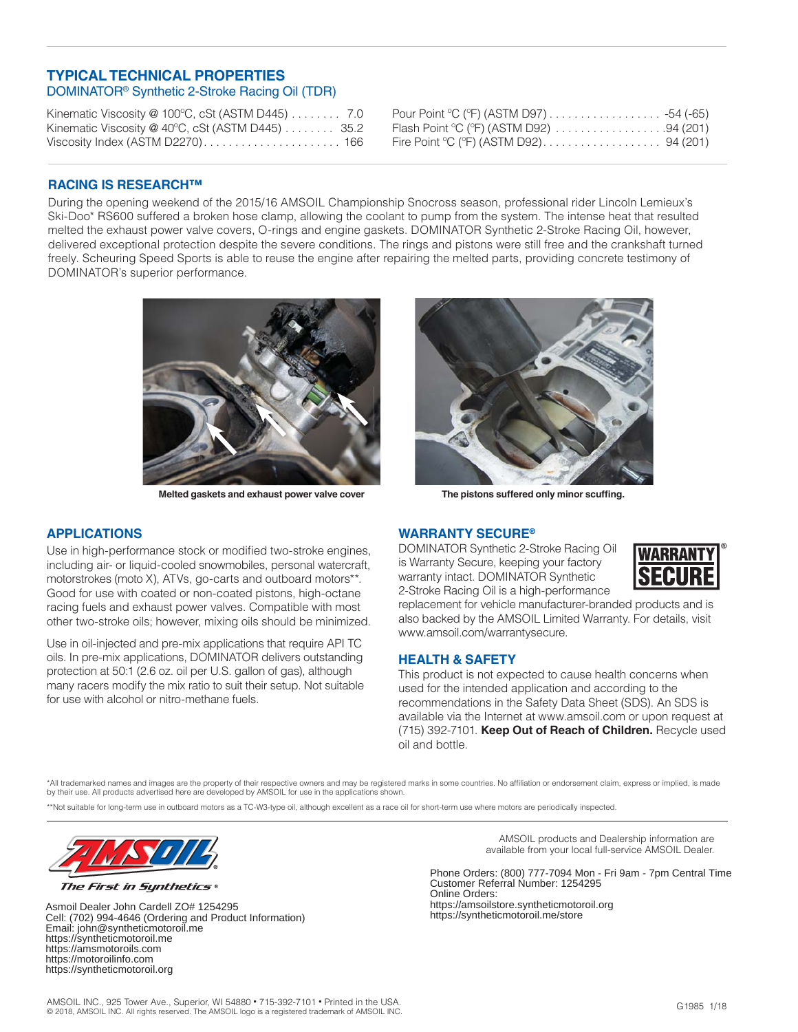## TYPICAL TECHNICAL PROPERTIES

DOMINATOR® Synthetic 2-Stroke Racing Oil (TDR)

| | |
|---|---|
| Kinematic Viscosity @ 100ºC, cSt (ASTM D445) | 7.0 |
| Kinematic Viscosity @ 40ºC, cSt (ASTM D445) | 35.2 |
| Viscosity Index (ASTM D2270) | 166 |
| Pour Point ºC (ºF) (ASTM D97) | -54 (-65) |
| Flash Point ºC (ºF) (ASTM D92) | 94 (201) |
| Fire Point ºC (ºF) (ASTM D92) | 94 (201) |

## RACING IS RESEARCH™

During the opening weekend of the 2015/16 AMSOIL Championship Snocross season, professional rider Lincoln Lemieux's Ski-Doo* RS600 suffered a broken hose clamp, allowing the coolant to pump from the system. The intense heat that resulted melted the exhaust power valve covers, O-rings and engine gaskets. DOMINATOR Synthetic 2-Stroke Racing Oil, however, delivered exceptional protection despite the severe conditions. The rings and pistons were still free and the crankshaft turned freely. Scheuring Speed Sports is able to reuse the engine after repairing the melted parts, providing concrete testimony of DOMINATOR's superior performance.

**Melted gaskets and exhaust power valve cover**

**The pistons suffered only minor scuffing.**

## APPLICATIONS

Use in high-performance stock or modified two-stroke engines, including air- or liquid-cooled snowmobiles, personal watercraft, motorstrokes (moto X), ATVs, go-carts and outboard motors**. Good for use with coated or non-coated pistons, high-octane racing fuels and exhaust power valves. Compatible with most other two-stroke oils; however, mixing oils should be minimized.

Use in oil-injected and pre-mix applications that require API TC oils. In pre-mix applications, DOMINATOR delivers outstanding protection at 50:1 (2.6 oz. oil per U.S. gallon of gas), although many racers modify the mix ratio to suit their setup. Not suitable for use with alcohol or nitro-methane fuels.

## WARRANTY SECURE®

DOMINATOR Synthetic 2-Stroke Racing Oil is Warranty Secure, keeping your factory warranty intact. DOMINATOR Synthetic 2-Stroke Racing Oil is a high-performance replacement for vehicle manufacturer-branded products and is also backed by the AMSOIL Limited Warranty. For details, visit www.amsoil.com/warrantysecure.

## HEALTH & SAFETY

This product is not expected to cause health concerns when used for the intended application and according to the recommendations in the Safety Data Sheet (SDS). An SDS is available via the Internet at www.amsoil.com or upon request at (715) 392-7101. **Keep Out of Reach of Children.** Recycle used oil and bottle.

*All trademarked names and images are the property of their respective owners and may be registered marks in some countries. No affiliation or endorsement claim, express or implied, is made by their use. All products advertised here are developed by AMSOIL for use in the applications shown.

**Not suitable for long-term use in outboard motors as a TC-W3-type oil, although excellent as a race oil for short-term use where motors are periodically inspected.

*The First in Synthetics®*

Asmoil Dealer John Cardell ZO# 1254295
Cell: (702) 994-4646 (Ordering and Product Information)
Email: john@syntheticmotoroil.me
https://syntheticmotoroil.me
https://amsmotoroils.com
https://motoroilinfo.com
https://syntheticmotoroil.org

AMSOIL products and Dealership information are available from your local full-service AMSOIL Dealer.

Phone Orders: (800) 777-7094 Mon - Fri 9am - 7pm Central Time
Customer Referral Number: 1254295
Online Orders:
https://amsoilstore.syntheticmotoroil.org
https://syntheticmotoroil.me/store

AMSOIL INC., 925 Tower Ave., Superior, WI 54880 • 715-392-7101 • Printed in the USA.
© 2018, AMSOIL INC. All rights reserved. The AMSOIL logo is a registered trademark of AMSOIL INC.

G1985 1/18